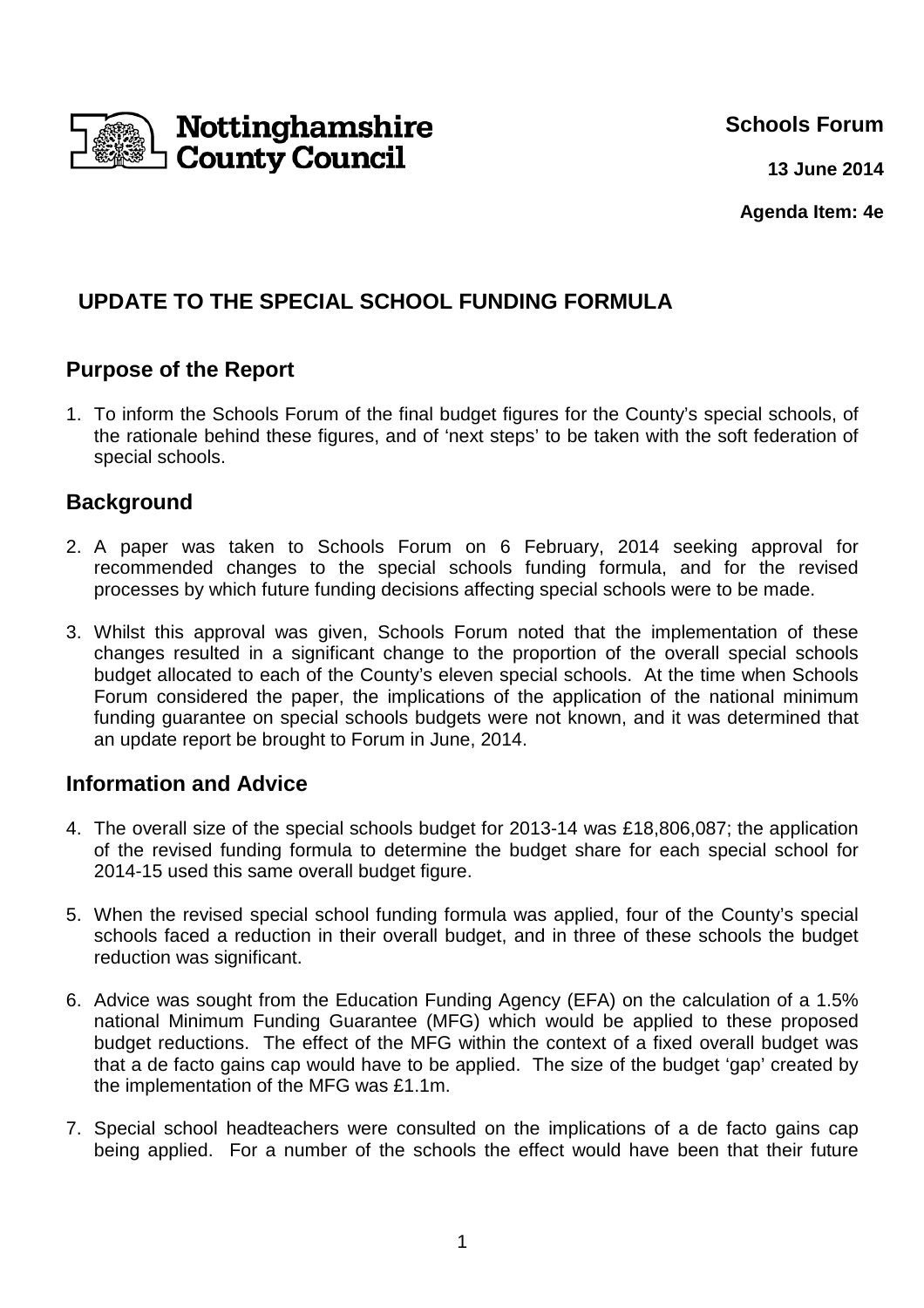Nottinghamshire County Council

**Schools Forum**

**13 June 2014**

**Agenda Item: 4e**

# UPDATE TO THE SPECIAL SCHOOL FUNDING FORMULA

## Purpose of the Report

1. To inform the Schools Forum of the final budget figures for the County's special schools, of the rationale behind these figures, and of 'next steps' to be taken with the soft federation of special schools.

## Background

2. A paper was taken to Schools Forum on 6 February, 2014 seeking approval for recommended changes to the special schools funding formula, and for the revised processes by which future funding decisions affecting special schools were to be made.

3. Whilst this approval was given, Schools Forum noted that the implementation of these changes resulted in a significant change to the proportion of the overall special schools budget allocated to each of the County's eleven special schools. At the time when Schools Forum considered the paper, the implications of the application of the national minimum funding guarantee on special schools budgets were not known, and it was determined that an update report be brought to Forum in June, 2014.

## Information and Advice

4. The overall size of the special schools budget for 2013-14 was £18,806,087; the application of the revised funding formula to determine the budget share for each special school for 2014-15 used this same overall budget figure.

5. When the revised special school funding formula was applied, four of the County's special schools faced a reduction in their overall budget, and in three of these schools the budget reduction was significant.

6. Advice was sought from the Education Funding Agency (EFA) on the calculation of a 1.5% national Minimum Funding Guarantee (MFG) which would be applied to these proposed budget reductions. The effect of the MFG within the context of a fixed overall budget was that a de facto gains cap would have to be applied. The size of the budget 'gap' created by the implementation of the MFG was £1.1m.

7. Special school headteachers were consulted on the implications of a de facto gains cap being applied. For a number of the schools the effect would have been that their future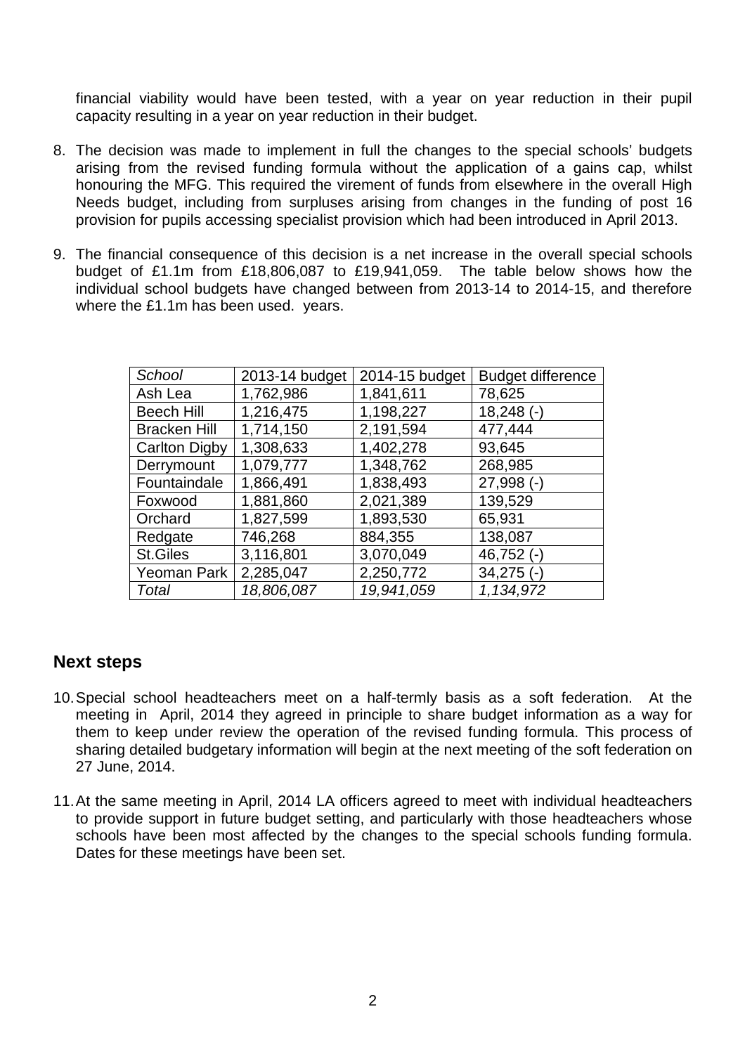financial viability would have been tested, with a year on year reduction in their pupil capacity resulting in a year on year reduction in their budget.

8. The decision was made to implement in full the changes to the special schools' budgets arising from the revised funding formula without the application of a gains cap, whilst honouring the MFG. This required the virement of funds from elsewhere in the overall High Needs budget, including from surpluses arising from changes in the funding of post 16 provision for pupils accessing specialist provision which had been introduced in April 2013.

9. The financial consequence of this decision is a net increase in the overall special schools budget of £1.1m from £18,806,087 to £19,941,059. The table below shows how the individual school budgets have changed between from 2013-14 to 2014-15, and therefore where the £1.1m has been used. years.

| *School* | 2013-14 budget | 2014-15 budget | Budget difference |
|---|---|---|---|
| Ash Lea | 1,762,986 | 1,841,611 | 78,625 |
| Beech Hill | 1,216,475 | 1,198,227 | 18,248 (-) |
| Bracken Hill | 1,714,150 | 2,191,594 | 477,444 |
| Carlton Digby | 1,308,633 | 1,402,278 | 93,645 |
| Derrymount | 1,079,777 | 1,348,762 | 268,985 |
| Fountaindale | 1,866,491 | 1,838,493 | 27,998 (-) |
| Foxwood | 1,881,860 | 2,021,389 | 139,529 |
| Orchard | 1,827,599 | 1,893,530 | 65,931 |
| Redgate | 746,268 | 884,355 | 138,087 |
| St.Giles | 3,116,801 | 3,070,049 | 46,752 (-) |
| Yeoman Park | 2,285,047 | 2,250,772 | 34,275 (-) |
| *Total* | *18,806,087* | *19,941,059* | *1,134,972* |

## Next steps

10. Special school headteachers meet on a half-termly basis as a soft federation. At the meeting in April, 2014 they agreed in principle to share budget information as a way for them to keep under review the operation of the revised funding formula. This process of sharing detailed budgetary information will begin at the next meeting of the soft federation on 27 June, 2014.

11. At the same meeting in April, 2014 LA officers agreed to meet with individual headteachers to provide support in future budget setting, and particularly with those headteachers whose schools have been most affected by the changes to the special schools funding formula. Dates for these meetings have been set.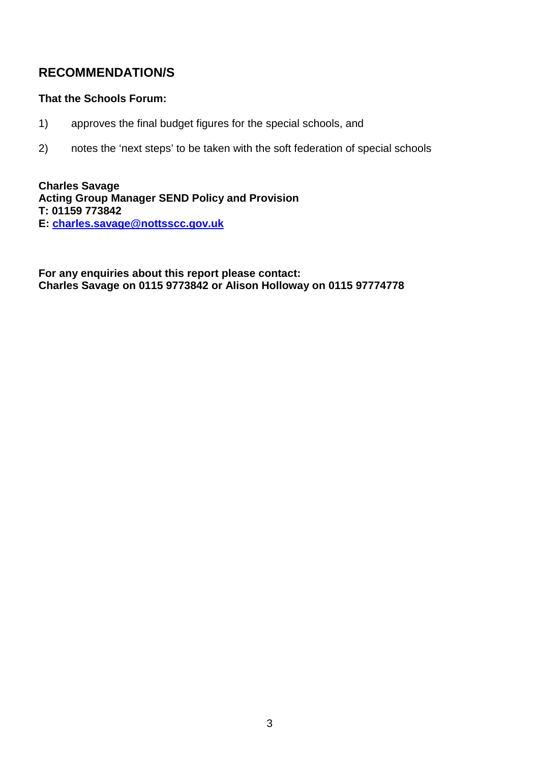## RECOMMENDATION/S

**That the Schools Forum:**

1) approves the final budget figures for the special schools, and

2) notes the 'next steps' to be taken with the soft federation of special schools

**Charles Savage**
**Acting Group Manager SEND Policy and Provision**
**T: 01159 773842**
**E: charles.savage@nottsscc.gov.uk**

**For any enquiries about this report please contact:**
**Charles Savage on 0115 9773842 or Alison Holloway on 0115 97774778**